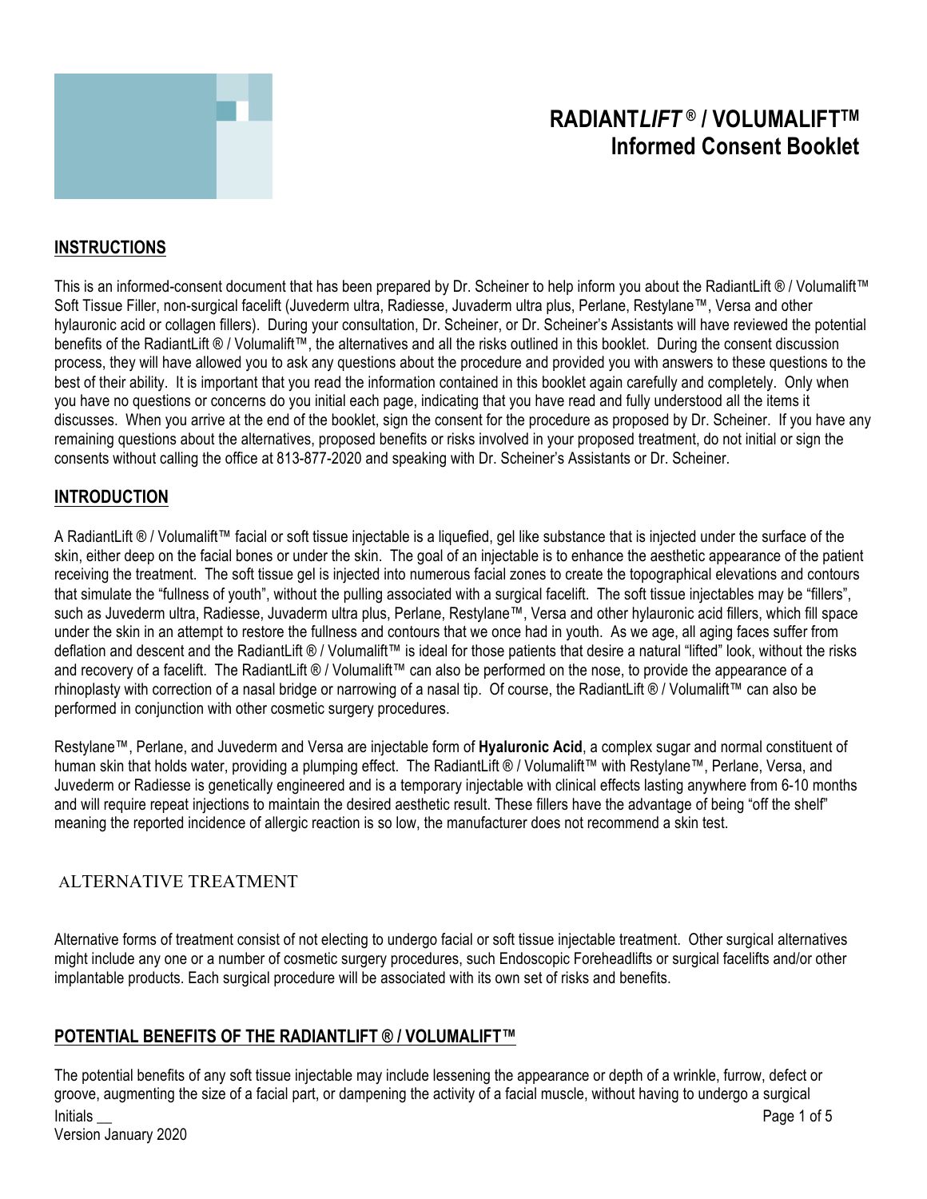# RADIANT*LIFT* ® / VOLUMALIFT™
## Informed Consent Booklet

## INSTRUCTIONS

This is an informed-consent document that has been prepared by Dr. Scheiner to help inform you about the RadiantLift ® / Volumalift™ Soft Tissue Filler, non-surgical facelift (Juvederm ultra, Radiesse, Juvaderm ultra plus, Perlane, Restylane™, Versa and other hylauronic acid or collagen fillers). During your consultation, Dr. Scheiner, or Dr. Scheiner's Assistants will have reviewed the potential benefits of the RadiantLift ® / Volumalift™, the alternatives and all the risks outlined in this booklet. During the consent discussion process, they will have allowed you to ask any questions about the procedure and provided you with answers to these questions to the best of their ability. It is important that you read the information contained in this booklet again carefully and completely. Only when you have no questions or concerns do you initial each page, indicating that you have read and fully understood all the items it discusses. When you arrive at the end of the booklet, sign the consent for the procedure as proposed by Dr. Scheiner. If you have any remaining questions about the alternatives, proposed benefits or risks involved in your proposed treatment, do not initial or sign the consents without calling the office at 813-877-2020 and speaking with Dr. Scheiner's Assistants or Dr. Scheiner.

## INTRODUCTION

A RadiantLift ® / Volumalift™ facial or soft tissue injectable is a liquefied, gel like substance that is injected under the surface of the skin, either deep on the facial bones or under the skin. The goal of an injectable is to enhance the aesthetic appearance of the patient receiving the treatment. The soft tissue gel is injected into numerous facial zones to create the topographical elevations and contours that simulate the "fullness of youth", without the pulling associated with a surgical facelift. The soft tissue injectables may be "fillers", such as Juvederm ultra, Radiesse, Juvaderm ultra plus, Perlane, Restylane™, Versa and other hylauronic acid fillers, which fill space under the skin in an attempt to restore the fullness and contours that we once had in youth. As we age, all aging faces suffer from deflation and descent and the RadiantLift ® / Volumalift™ is ideal for those patients that desire a natural "lifted" look, without the risks and recovery of a facelift. The RadiantLift ® / Volumalift™ can also be performed on the nose, to provide the appearance of a rhinoplasty with correction of a nasal bridge or narrowing of a nasal tip. Of course, the RadiantLift ® / Volumalift™ can also be performed in conjunction with other cosmetic surgery procedures.

Restylane™, Perlane, and Juvederm and Versa are injectable form of **Hyaluronic Acid**, a complex sugar and normal constituent of human skin that holds water, providing a plumping effect. The RadiantLift ® / Volumalift™ with Restylane™, Perlane, Versa, and Juvederm or Radiesse is genetically engineered and is a temporary injectable with clinical effects lasting anywhere from 6-10 months and will require repeat injections to maintain the desired aesthetic result. These fillers have the advantage of being "off the shelf" meaning the reported incidence of allergic reaction is so low, the manufacturer does not recommend a skin test.

## ALTERNATIVE TREATMENT

Alternative forms of treatment consist of not electing to undergo facial or soft tissue injectable treatment. Other surgical alternatives might include any one or a number of cosmetic surgery procedures, such Endoscopic Foreheadlifts or surgical facelifts and/or other implantable products. Each surgical procedure will be associated with its own set of risks and benefits.

## POTENTIAL BENEFITS OF THE RADIANTLIFT ® / VOLUMALIFT™

The potential benefits of any soft tissue injectable may include lessening the appearance or depth of a wrinkle, furrow, defect or groove, augmenting the size of a facial part, or dampening the activity of a facial muscle, without having to undergo a surgical

Initials __

Version January 2020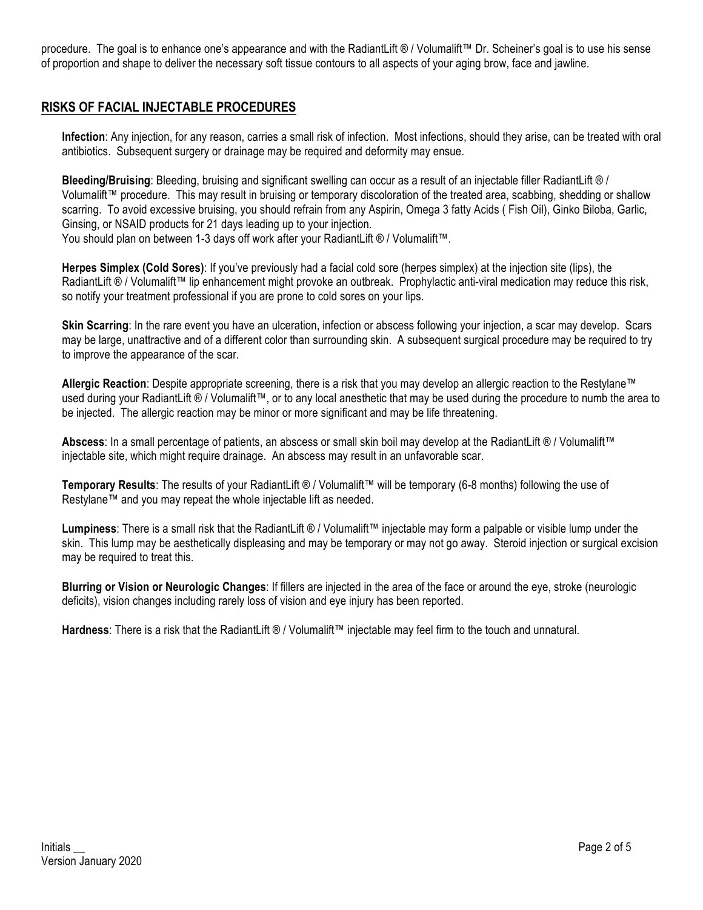procedure. The goal is to enhance one's appearance and with the RadiantLift ® / Volumalift™ Dr. Scheiner's goal is to use his sense of proportion and shape to deliver the necessary soft tissue contours to all aspects of your aging brow, face and jawline.

## RISKS OF FACIAL INJECTABLE PROCEDURES

**Infection**: Any injection, for any reason, carries a small risk of infection. Most infections, should they arise, can be treated with oral antibiotics. Subsequent surgery or drainage may be required and deformity may ensue.

**Bleeding/Bruising**: Bleeding, bruising and significant swelling can occur as a result of an injectable filler RadiantLift ® / Volumalift™ procedure. This may result in bruising or temporary discoloration of the treated area, scabbing, shedding or shallow scarring. To avoid excessive bruising, you should refrain from any Aspirin, Omega 3 fatty Acids ( Fish Oil), Ginko Biloba, Garlic, Ginsing, or NSAID products for 21 days leading up to your injection.
You should plan on between 1-3 days off work after your RadiantLift ® / Volumalift™.

**Herpes Simplex (Cold Sores)**: If you've previously had a facial cold sore (herpes simplex) at the injection site (lips), the RadiantLift ® / Volumalift™ lip enhancement might provoke an outbreak. Prophylactic anti-viral medication may reduce this risk, so notify your treatment professional if you are prone to cold sores on your lips.

**Skin Scarring**: In the rare event you have an ulceration, infection or abscess following your injection, a scar may develop. Scars may be large, unattractive and of a different color than surrounding skin. A subsequent surgical procedure may be required to try to improve the appearance of the scar.

**Allergic Reaction**: Despite appropriate screening, there is a risk that you may develop an allergic reaction to the Restylane™ used during your RadiantLift ® / Volumalift™, or to any local anesthetic that may be used during the procedure to numb the area to be injected. The allergic reaction may be minor or more significant and may be life threatening.

**Abscess**: In a small percentage of patients, an abscess or small skin boil may develop at the RadiantLift ® / Volumalift™ injectable site, which might require drainage. An abscess may result in an unfavorable scar.

**Temporary Results**: The results of your RadiantLift ® / Volumalift™ will be temporary (6-8 months) following the use of Restylane™ and you may repeat the whole injectable lift as needed.

**Lumpiness**: There is a small risk that the RadiantLift ® / Volumalift™ injectable may form a palpable or visible lump under the skin. This lump may be aesthetically displeasing and may be temporary or may not go away. Steroid injection or surgical excision may be required to treat this.

**Blurring or Vision or Neurologic Changes**: If fillers are injected in the area of the face or around the eye, stroke (neurologic deficits), vision changes including rarely loss of vision and eye injury has been reported.

**Hardness**: There is a risk that the RadiantLift ® / Volumalift™ injectable may feel firm to the touch and unnatural.

Initials __
Version January 2020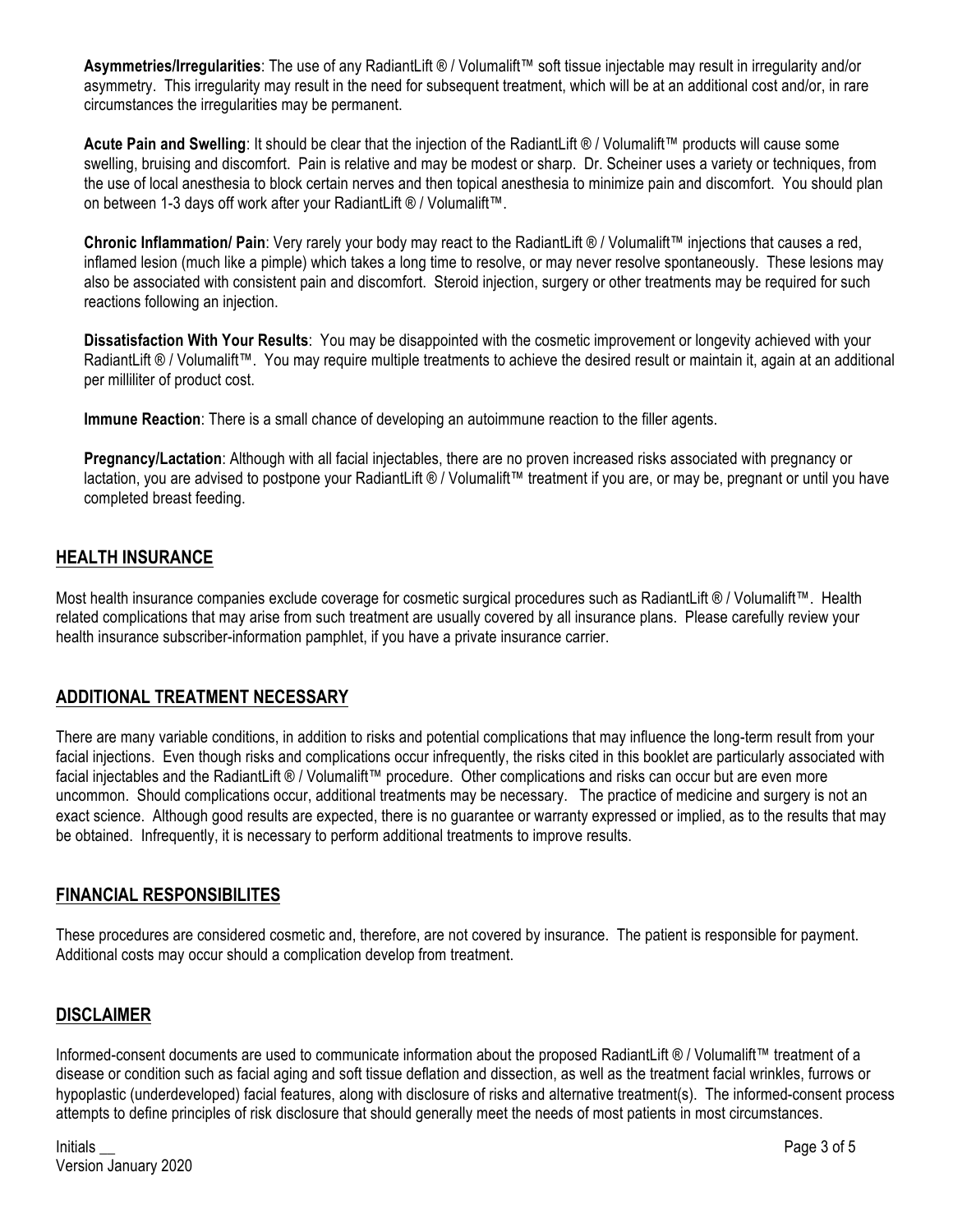**Asymmetries/Irregularities**: The use of any RadiantLift ® / Volumalift™ soft tissue injectable may result in irregularity and/or asymmetry. This irregularity may result in the need for subsequent treatment, which will be at an additional cost and/or, in rare circumstances the irregularities may be permanent.

**Acute Pain and Swelling**: It should be clear that the injection of the RadiantLift ® / Volumalift™ products will cause some swelling, bruising and discomfort. Pain is relative and may be modest or sharp. Dr. Scheiner uses a variety or techniques, from the use of local anesthesia to block certain nerves and then topical anesthesia to minimize pain and discomfort. You should plan on between 1-3 days off work after your RadiantLift ® / Volumalift™.

**Chronic Inflammation/ Pain**: Very rarely your body may react to the RadiantLift ® / Volumalift™ injections that causes a red, inflamed lesion (much like a pimple) which takes a long time to resolve, or may never resolve spontaneously. These lesions may also be associated with consistent pain and discomfort. Steroid injection, surgery or other treatments may be required for such reactions following an injection.

**Dissatisfaction With Your Results**: You may be disappointed with the cosmetic improvement or longevity achieved with your RadiantLift ® / Volumalift™. You may require multiple treatments to achieve the desired result or maintain it, again at an additional per milliliter of product cost.

**Immune Reaction**: There is a small chance of developing an autoimmune reaction to the filler agents.

**Pregnancy/Lactation**: Although with all facial injectables, there are no proven increased risks associated with pregnancy or lactation, you are advised to postpone your RadiantLift ® / Volumalift™ treatment if you are, or may be, pregnant or until you have completed breast feeding.

## HEALTH INSURANCE

Most health insurance companies exclude coverage for cosmetic surgical procedures such as RadiantLift ® / Volumalift™. Health related complications that may arise from such treatment are usually covered by all insurance plans. Please carefully review your health insurance subscriber-information pamphlet, if you have a private insurance carrier.

## ADDITIONAL TREATMENT NECESSARY

There are many variable conditions, in addition to risks and potential complications that may influence the long-term result from your facial injections. Even though risks and complications occur infrequently, the risks cited in this booklet are particularly associated with facial injectables and the RadiantLift ® / Volumalift™ procedure. Other complications and risks can occur but are even more uncommon. Should complications occur, additional treatments may be necessary. The practice of medicine and surgery is not an exact science. Although good results are expected, there is no guarantee or warranty expressed or implied, as to the results that may be obtained. Infrequently, it is necessary to perform additional treatments to improve results.

## FINANCIAL RESPONSIBILITES

These procedures are considered cosmetic and, therefore, are not covered by insurance. The patient is responsible for payment. Additional costs may occur should a complication develop from treatment.

## DISCLAIMER

Informed-consent documents are used to communicate information about the proposed RadiantLift ® / Volumalift™ treatment of a disease or condition such as facial aging and soft tissue deflation and dissection, as well as the treatment facial wrinkles, furrows or hypoplastic (underdeveloped) facial features, along with disclosure of risks and alternative treatment(s). The informed-consent process attempts to define principles of risk disclosure that should generally meet the needs of most patients in most circumstances.

Initials __

Version January 2020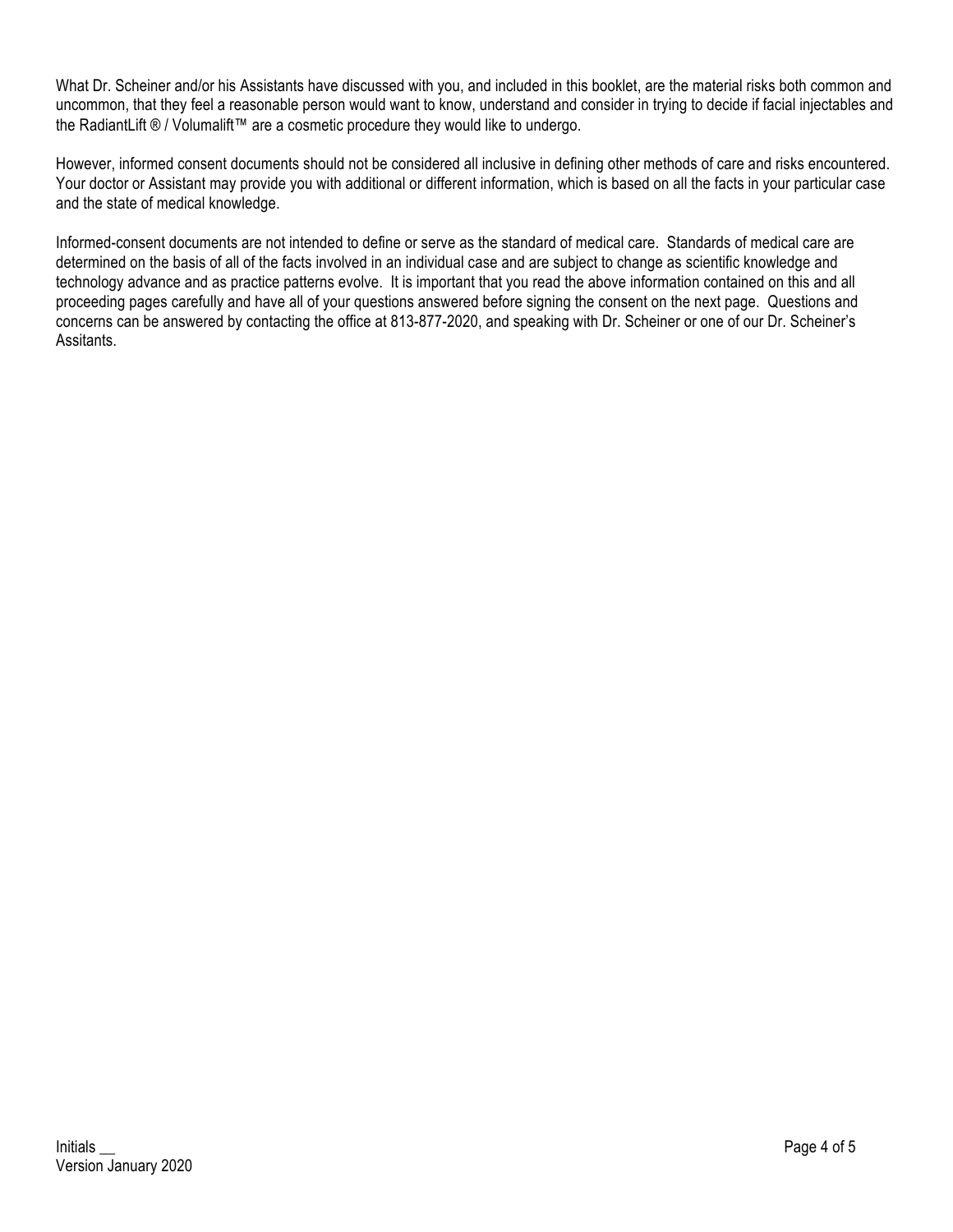What Dr. Scheiner and/or his Assistants have discussed with you, and included in this booklet, are the material risks both common and uncommon, that they feel a reasonable person would want to know, understand and consider in trying to decide if facial injectables and the RadiantLift ® / Volumalift™ are a cosmetic procedure they would like to undergo.

However, informed consent documents should not be considered all inclusive in defining other methods of care and risks encountered. Your doctor or Assistant may provide you with additional or different information, which is based on all the facts in your particular case and the state of medical knowledge.

Informed-consent documents are not intended to define or serve as the standard of medical care. Standards of medical care are determined on the basis of all of the facts involved in an individual case and are subject to change as scientific knowledge and technology advance and as practice patterns evolve. It is important that you read the above information contained on this and all proceeding pages carefully and have all of your questions answered before signing the consent on the next page. Questions and concerns can be answered by contacting the office at 813-877-2020, and speaking with Dr. Scheiner or one of our Dr. Scheiner's Assitants.

Initials __

Version January 2020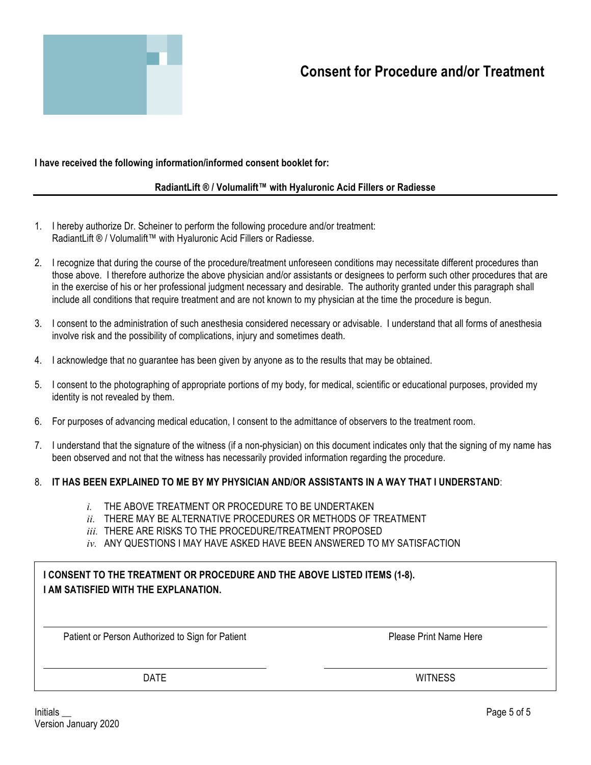# Consent for Procedure and/or Treatment

**I have received the following information/informed consent booklet for:**

**RadiantLift ® / Volumalift™ with Hyaluronic Acid Fillers or Radiesse**

1. I hereby authorize Dr. Scheiner to perform the following procedure and/or treatment: RadiantLift ® / Volumalift™ with Hyaluronic Acid Fillers or Radiesse.

2. I recognize that during the course of the procedure/treatment unforeseen conditions may necessitate different procedures than those above. I therefore authorize the above physician and/or assistants or designees to perform such other procedures that are in the exercise of his or her professional judgment necessary and desirable. The authority granted under this paragraph shall include all conditions that require treatment and are not known to my physician at the time the procedure is begun.

3. I consent to the administration of such anesthesia considered necessary or advisable. I understand that all forms of anesthesia involve risk and the possibility of complications, injury and sometimes death.

4. I acknowledge that no guarantee has been given by anyone as to the results that may be obtained.

5. I consent to the photographing of appropriate portions of my body, for medical, scientific or educational purposes, provided my identity is not revealed by them.

6. For purposes of advancing medical education, I consent to the admittance of observers to the treatment room.

7. I understand that the signature of the witness (if a non-physician) on this document indicates only that the signing of my name has been observed and not that the witness has necessarily provided information regarding the procedure.

8. **IT HAS BEEN EXPLAINED TO ME BY MY PHYSICIAN AND/OR ASSISTANTS IN A WAY THAT I UNDERSTAND**:

   *i.* THE ABOVE TREATMENT OR PROCEDURE TO BE UNDERTAKEN
   *ii.* THERE MAY BE ALTERNATIVE PROCEDURES OR METHODS OF TREATMENT
   *iii.* THERE ARE RISKS TO THE PROCEDURE/TREATMENT PROPOSED
   *iv.* ANY QUESTIONS I MAY HAVE ASKED HAVE BEEN ANSWERED TO MY SATISFACTION

**I CONSENT TO THE TREATMENT OR PROCEDURE AND THE ABOVE LISTED ITEMS (1-8).**
**I AM SATISFIED WITH THE EXPLANATION.**

_______________________________________________

Patient or Person Authorized to Sign for Patient          Please Print Name Here

_______________________          _______________________

DATE          WITNESS

Initials __
Version January 2020